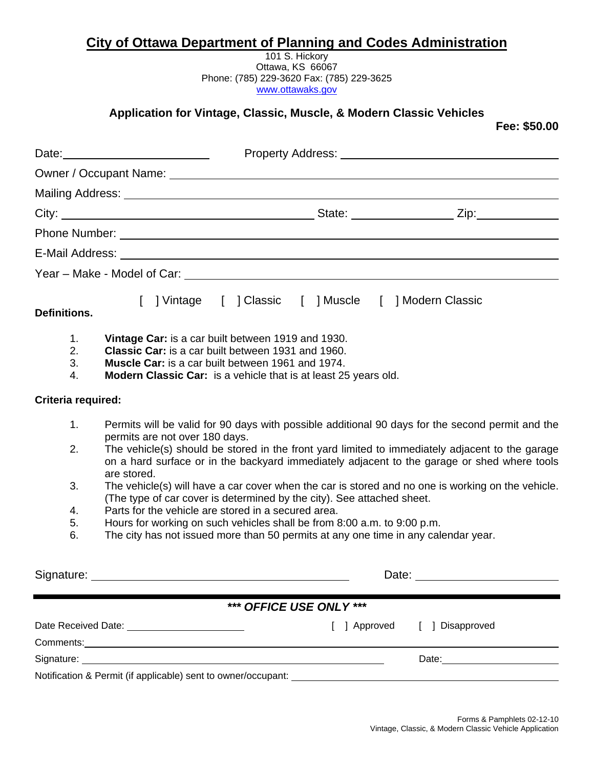## City of Ottawa Department of Planning and Codes Administration

101 S. Hickory
Ottawa, KS 66067
Phone: (785) 229-3620 Fax: (785) 229-3625
www.ottawaks.gov

### Application for Vintage, Classic, Muscle, & Modern Classic Vehicles

**Fee: $50.00**

Date: ______________________ Property Address: ______________________________

Owner / Occupant Name: ______________________________________________

Mailing Address: ______________________________________________

City: ______________________ State: ______________ Zip: ____________

Phone Number: ______________________________________________

E-Mail Address: ______________________________________________

Year – Make - Model of Car: ______________________________________________

[ ] Vintage [ ] Classic [ ] Muscle [ ] Modern Classic

**Definitions.**

1. **Vintage Car:** is a car built between 1919 and 1930.
2. **Classic Car:** is a car built between 1931 and 1960.
3. **Muscle Car:** is a car built between 1961 and 1974.
4. **Modern Classic Car:** is a vehicle that is at least 25 years old.

**Criteria required:**

1. Permits will be valid for 90 days with possible additional 90 days for the second permit and the permits are not over 180 days.
2. The vehicle(s) should be stored in the front yard limited to immediately adjacent to the garage on a hard surface or in the backyard immediately adjacent to the garage or shed where tools are stored.
3. The vehicle(s) will have a car cover when the car is stored and no one is working on the vehicle. (The type of car cover is determined by the city). See attached sheet.
4. Parts for the vehicle are stored in a secured area.
5. Hours for working on such vehicles shall be from 8:00 a.m. to 9:00 p.m.
6. The city has not issued more than 50 permits at any one time in any calendar year.

Signature: ______________________________ Date: ____________________

***\*\*\* OFFICE USE ONLY \*\*\****

Date Received Date: ____________________ [ ] Approved [ ] Disapproved

Comments: ______________________________________________

Signature: ______________________________ Date: ____________________

Notification & Permit (if applicable) sent to owner/occupant: ______________________________

Forms & Pamphlets 02-12-10
Vintage, Classic, & Modern Classic Vehicle Application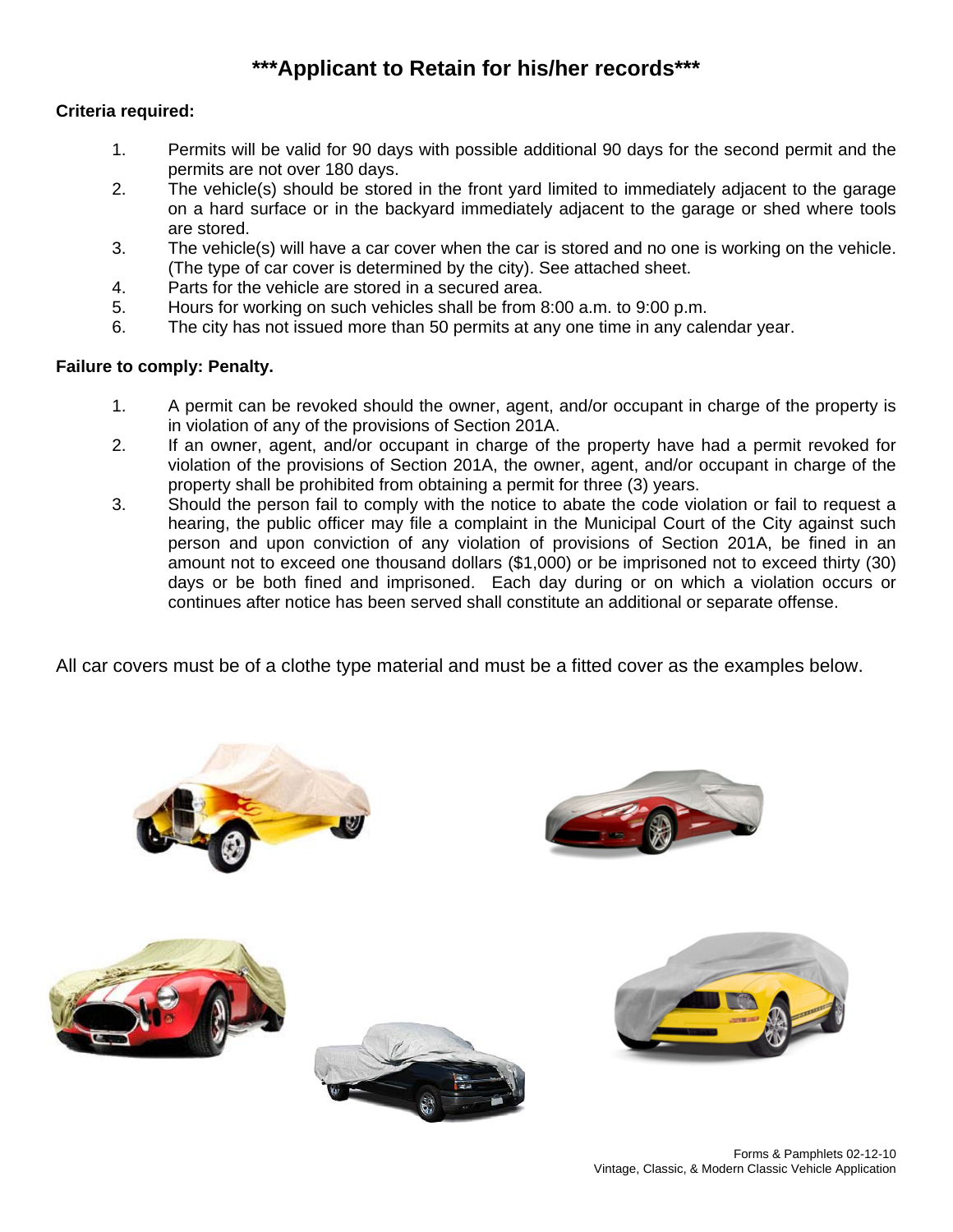# \*\*\*Applicant to Retain for his/her records\*\*\*

**Criteria required:**

1. Permits will be valid for 90 days with possible additional 90 days for the second permit and the permits are not over 180 days.
2. The vehicle(s) should be stored in the front yard limited to immediately adjacent to the garage on a hard surface or in the backyard immediately adjacent to the garage or shed where tools are stored.
3. The vehicle(s) will have a car cover when the car is stored and no one is working on the vehicle. (The type of car cover is determined by the city). See attached sheet.
4. Parts for the vehicle are stored in a secured area.
5. Hours for working on such vehicles shall be from 8:00 a.m. to 9:00 p.m.
6. The city has not issued more than 50 permits at any one time in any calendar year.

**Failure to comply: Penalty.**

1. A permit can be revoked should the owner, agent, and/or occupant in charge of the property is in violation of any of the provisions of Section 201A.
2. If an owner, agent, and/or occupant in charge of the property have had a permit revoked for violation of the provisions of Section 201A, the owner, agent, and/or occupant in charge of the property shall be prohibited from obtaining a permit for three (3) years.
3. Should the person fail to comply with the notice to abate the code violation or fail to request a hearing, the public officer may file a complaint in the Municipal Court of the City against such person and upon conviction of any violation of provisions of Section 201A, be fined in an amount not to exceed one thousand dollars ($1,000) or be imprisoned not to exceed thirty (30) days or be both fined and imprisoned. Each day during or on which a violation occurs or continues after notice has been served shall constitute an additional or separate offense.

All car covers must be of a clothe type material and must be a fitted cover as the examples below.

Forms & Pamphlets 02-12-10
Vintage, Classic, & Modern Classic Vehicle Application